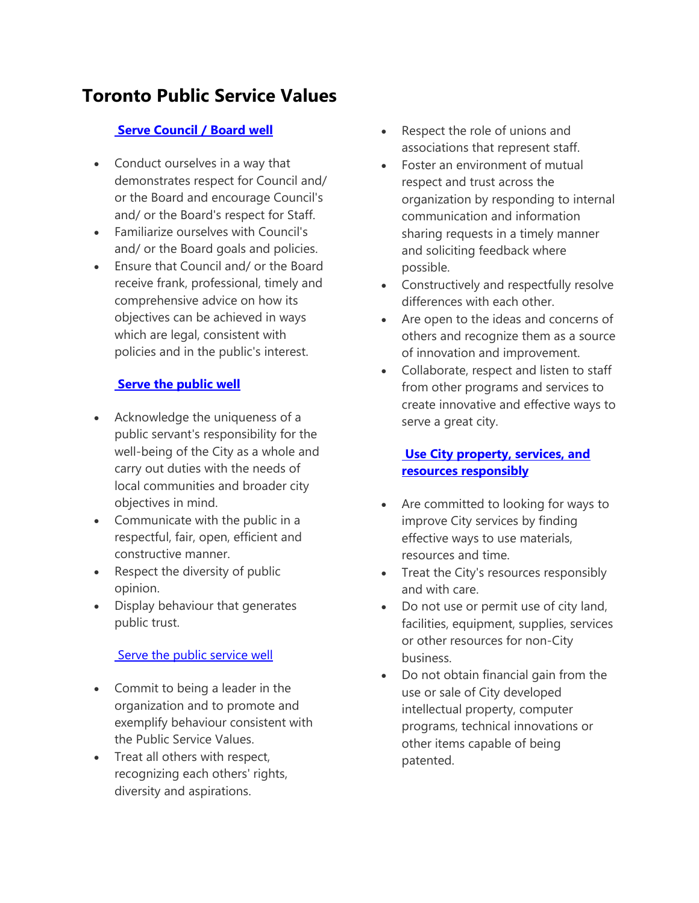# Toronto Public Service Values

## Serve Council / Board well

- Conduct ourselves in a way that demonstrates respect for Council and/ or the Board and encourage Council's and/ or the Board's respect for Staff.
- Familiarize ourselves with Council's and/ or the Board goals and policies.
- Ensure that Council and/ or the Board receive frank, professional, timely and comprehensive advice on how its objectives can be achieved in ways which are legal, consistent with policies and in the public's interest.

## Serve the public well

- Acknowledge the uniqueness of a public servant's responsibility for the well-being of the City as a whole and carry out duties with the needs of local communities and broader city objectives in mind.
- Communicate with the public in a respectful, fair, open, efficient and constructive manner.
- Respect the diversity of public opinion.
- Display behaviour that generates public trust.

## Serve the public service well

- Commit to being a leader in the organization and to promote and exemplify behaviour consistent with the Public Service Values.
- Treat all others with respect, recognizing each others' rights, diversity and aspirations.
- Respect the role of unions and associations that represent staff.
- Foster an environment of mutual respect and trust across the organization by responding to internal communication and information sharing requests in a timely manner and soliciting feedback where possible.
- Constructively and respectfully resolve differences with each other.
- Are open to the ideas and concerns of others and recognize them as a source of innovation and improvement.
- Collaborate, respect and listen to staff from other programs and services to create innovative and effective ways to serve a great city.

## Use City property, services, and resources responsibly

- Are committed to looking for ways to improve City services by finding effective ways to use materials, resources and time.
- Treat the City's resources responsibly and with care.
- Do not use or permit use of city land, facilities, equipment, supplies, services or other resources for non-City business.
- Do not obtain financial gain from the use or sale of City developed intellectual property, computer programs, technical innovations or other items capable of being patented.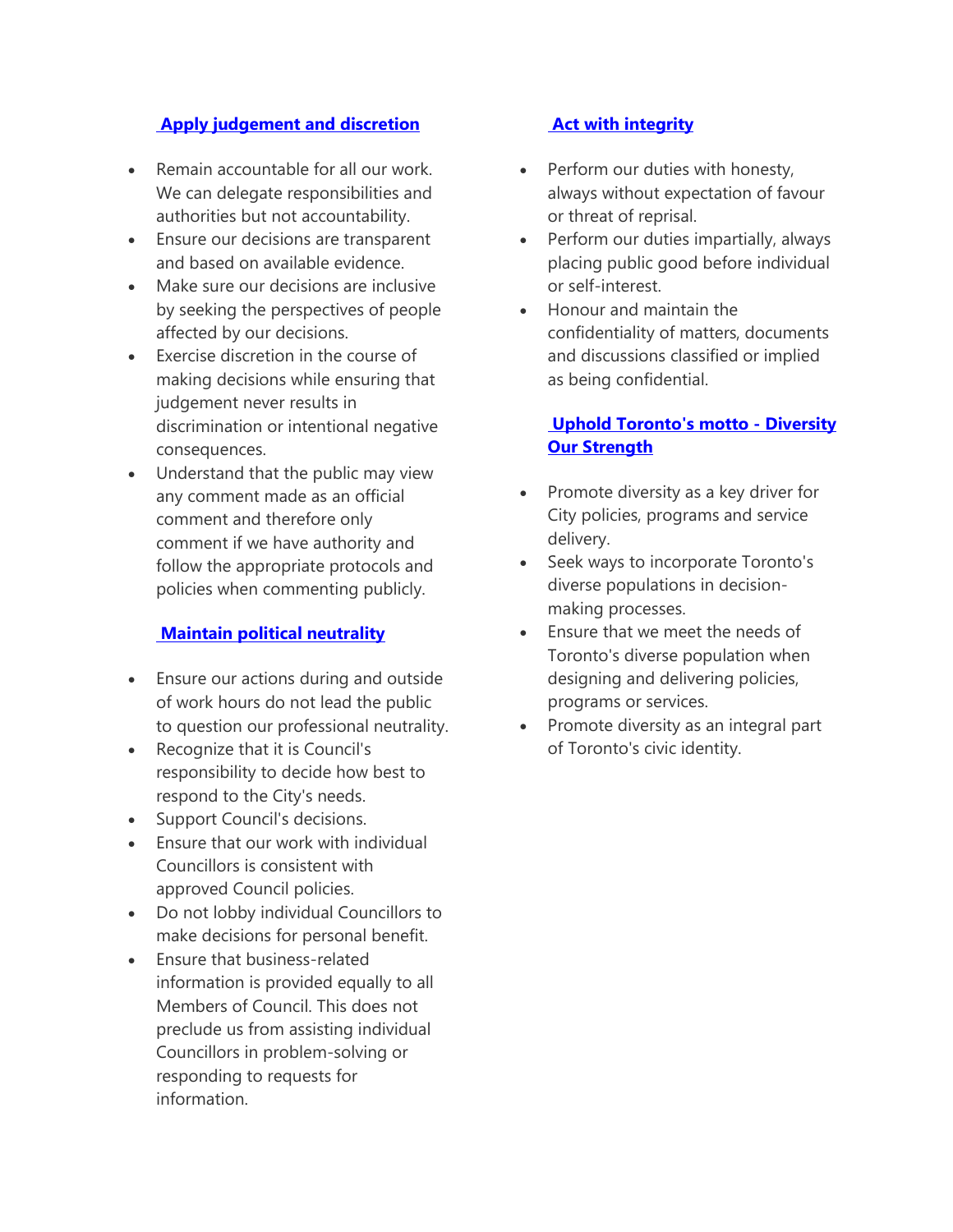### Apply judgement and discretion

- Remain accountable for all our work. We can delegate responsibilities and authorities but not accountability.
- Ensure our decisions are transparent and based on available evidence.
- Make sure our decisions are inclusive by seeking the perspectives of people affected by our decisions.
- Exercise discretion in the course of making decisions while ensuring that judgement never results in discrimination or intentional negative consequences.
- Understand that the public may view any comment made as an official comment and therefore only comment if we have authority and follow the appropriate protocols and policies when commenting publicly.

### Maintain political neutrality

- Ensure our actions during and outside of work hours do not lead the public to question our professional neutrality.
- Recognize that it is Council's responsibility to decide how best to respond to the City's needs.
- Support Council's decisions.
- Ensure that our work with individual Councillors is consistent with approved Council policies.
- Do not lobby individual Councillors to make decisions for personal benefit.
- Ensure that business-related information is provided equally to all Members of Council. This does not preclude us from assisting individual Councillors in problem-solving or responding to requests for information.

### Act with integrity

- Perform our duties with honesty, always without expectation of favour or threat of reprisal.
- Perform our duties impartially, always placing public good before individual or self-interest.
- Honour and maintain the confidentiality of matters, documents and discussions classified or implied as being confidential.

### Uphold Toronto's motto - Diversity Our Strength

- Promote diversity as a key driver for City policies, programs and service delivery.
- Seek ways to incorporate Toronto's diverse populations in decision-making processes.
- Ensure that we meet the needs of Toronto's diverse population when designing and delivering policies, programs or services.
- Promote diversity as an integral part of Toronto's civic identity.